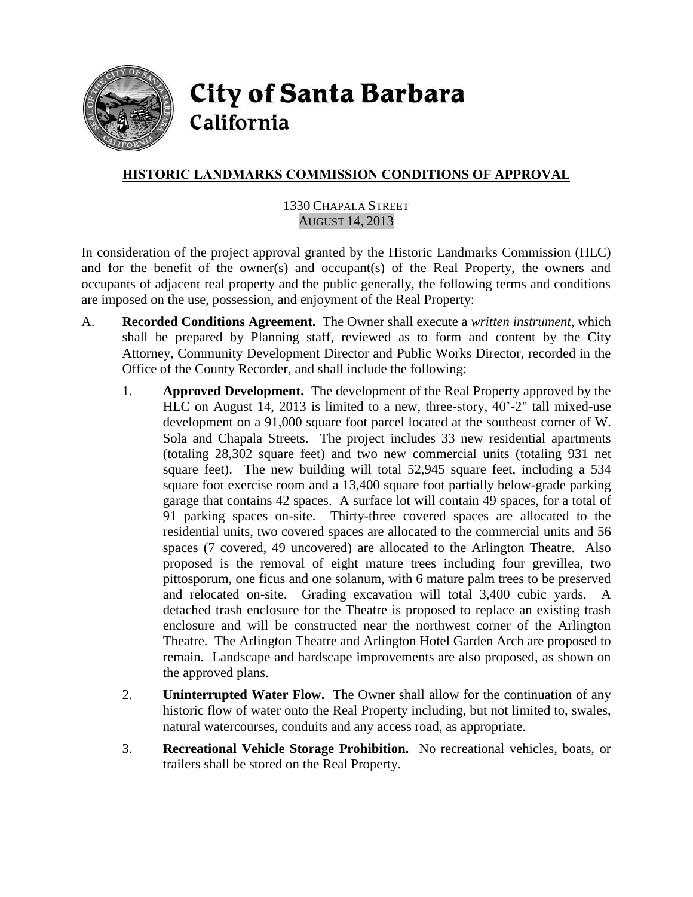# City of Santa Barbara
## California

## HISTORIC LANDMARKS COMMISSION CONDITIONS OF APPROVAL

1330 CHAPALA STREET
AUGUST 14, 2013

In consideration of the project approval granted by the Historic Landmarks Commission (HLC) and for the benefit of the owner(s) and occupant(s) of the Real Property, the owners and occupants of adjacent real property and the public generally, the following terms and conditions are imposed on the use, possession, and enjoyment of the Real Property:

A. **Recorded Conditions Agreement.** The Owner shall execute a *written instrument*, which shall be prepared by Planning staff, reviewed as to form and content by the City Attorney, Community Development Director and Public Works Director, recorded in the Office of the County Recorder, and shall include the following:

1. **Approved Development.** The development of the Real Property approved by the HLC on August 14, 2013 is limited to a new, three-story, 40'-2" tall mixed-use development on a 91,000 square foot parcel located at the southeast corner of W. Sola and Chapala Streets. The project includes 33 new residential apartments (totaling 28,302 square feet) and two new commercial units (totaling 931 net square feet). The new building will total 52,945 square feet, including a 534 square foot exercise room and a 13,400 square foot partially below-grade parking garage that contains 42 spaces. A surface lot will contain 49 spaces, for a total of 91 parking spaces on-site. Thirty-three covered spaces are allocated to the residential units, two covered spaces are allocated to the commercial units and 56 spaces (7 covered, 49 uncovered) are allocated to the Arlington Theatre. Also proposed is the removal of eight mature trees including four grevillea, two pittosporum, one ficus and one solanum, with 6 mature palm trees to be preserved and relocated on-site. Grading excavation will total 3,400 cubic yards. A detached trash enclosure for the Theatre is proposed to replace an existing trash enclosure and will be constructed near the northwest corner of the Arlington Theatre. The Arlington Theatre and Arlington Hotel Garden Arch are proposed to remain. Landscape and hardscape improvements are also proposed, as shown on the approved plans.

2. **Uninterrupted Water Flow.** The Owner shall allow for the continuation of any historic flow of water onto the Real Property including, but not limited to, swales, natural watercourses, conduits and any access road, as appropriate.

3. **Recreational Vehicle Storage Prohibition.** No recreational vehicles, boats, or trailers shall be stored on the Real Property.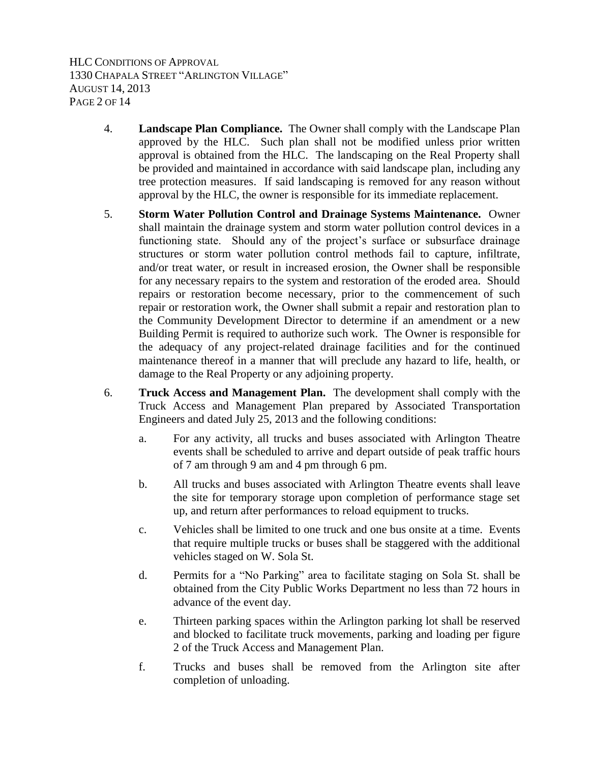4. **Landscape Plan Compliance.** The Owner shall comply with the Landscape Plan approved by the HLC. Such plan shall not be modified unless prior written approval is obtained from the HLC. The landscaping on the Real Property shall be provided and maintained in accordance with said landscape plan, including any tree protection measures. If said landscaping is removed for any reason without approval by the HLC, the owner is responsible for its immediate replacement.

5. **Storm Water Pollution Control and Drainage Systems Maintenance.** Owner shall maintain the drainage system and storm water pollution control devices in a functioning state. Should any of the project's surface or subsurface drainage structures or storm water pollution control methods fail to capture, infiltrate, and/or treat water, or result in increased erosion, the Owner shall be responsible for any necessary repairs to the system and restoration of the eroded area. Should repairs or restoration become necessary, prior to the commencement of such repair or restoration work, the Owner shall submit a repair and restoration plan to the Community Development Director to determine if an amendment or a new Building Permit is required to authorize such work. The Owner is responsible for the adequacy of any project-related drainage facilities and for the continued maintenance thereof in a manner that will preclude any hazard to life, health, or damage to the Real Property or any adjoining property.

6. **Truck Access and Management Plan.** The development shall comply with the Truck Access and Management Plan prepared by Associated Transportation Engineers and dated July 25, 2013 and the following conditions:

   a. For any activity, all trucks and buses associated with Arlington Theatre events shall be scheduled to arrive and depart outside of peak traffic hours of 7 am through 9 am and 4 pm through 6 pm.

   b. All trucks and buses associated with Arlington Theatre events shall leave the site for temporary storage upon completion of performance stage set up, and return after performances to reload equipment to trucks.

   c. Vehicles shall be limited to one truck and one bus onsite at a time. Events that require multiple trucks or buses shall be staggered with the additional vehicles staged on W. Sola St.

   d. Permits for a "No Parking" area to facilitate staging on Sola St. shall be obtained from the City Public Works Department no less than 72 hours in advance of the event day.

   e. Thirteen parking spaces within the Arlington parking lot shall be reserved and blocked to facilitate truck movements, parking and loading per figure 2 of the Truck Access and Management Plan.

   f. Trucks and buses shall be removed from the Arlington site after completion of unloading.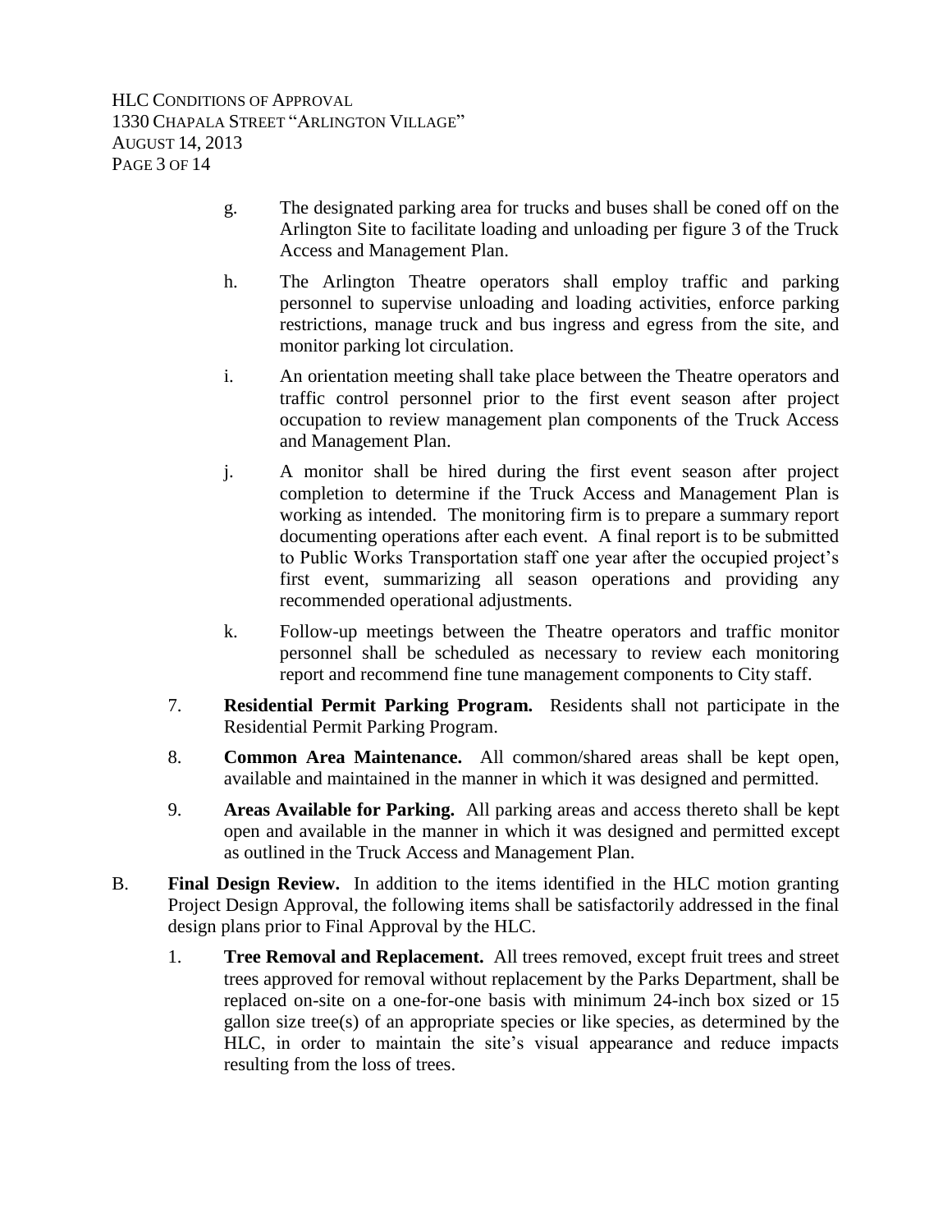g. The designated parking area for trucks and buses shall be coned off on the Arlington Site to facilitate loading and unloading per figure 3 of the Truck Access and Management Plan.

h. The Arlington Theatre operators shall employ traffic and parking personnel to supervise unloading and loading activities, enforce parking restrictions, manage truck and bus ingress and egress from the site, and monitor parking lot circulation.

i. An orientation meeting shall take place between the Theatre operators and traffic control personnel prior to the first event season after project occupation to review management plan components of the Truck Access and Management Plan.

j. A monitor shall be hired during the first event season after project completion to determine if the Truck Access and Management Plan is working as intended. The monitoring firm is to prepare a summary report documenting operations after each event. A final report is to be submitted to Public Works Transportation staff one year after the occupied project's first event, summarizing all season operations and providing any recommended operational adjustments.

k. Follow-up meetings between the Theatre operators and traffic monitor personnel shall be scheduled as necessary to review each monitoring report and recommend fine tune management components to City staff.

7. **Residential Permit Parking Program.** Residents shall not participate in the Residential Permit Parking Program.

8. **Common Area Maintenance.** All common/shared areas shall be kept open, available and maintained in the manner in which it was designed and permitted.

9. **Areas Available for Parking.** All parking areas and access thereto shall be kept open and available in the manner in which it was designed and permitted except as outlined in the Truck Access and Management Plan.

B. **Final Design Review.** In addition to the items identified in the HLC motion granting Project Design Approval, the following items shall be satisfactorily addressed in the final design plans prior to Final Approval by the HLC.

1. **Tree Removal and Replacement.** All trees removed, except fruit trees and street trees approved for removal without replacement by the Parks Department, shall be replaced on-site on a one-for-one basis with minimum 24-inch box sized or 15 gallon size tree(s) of an appropriate species or like species, as determined by the HLC, in order to maintain the site's visual appearance and reduce impacts resulting from the loss of trees.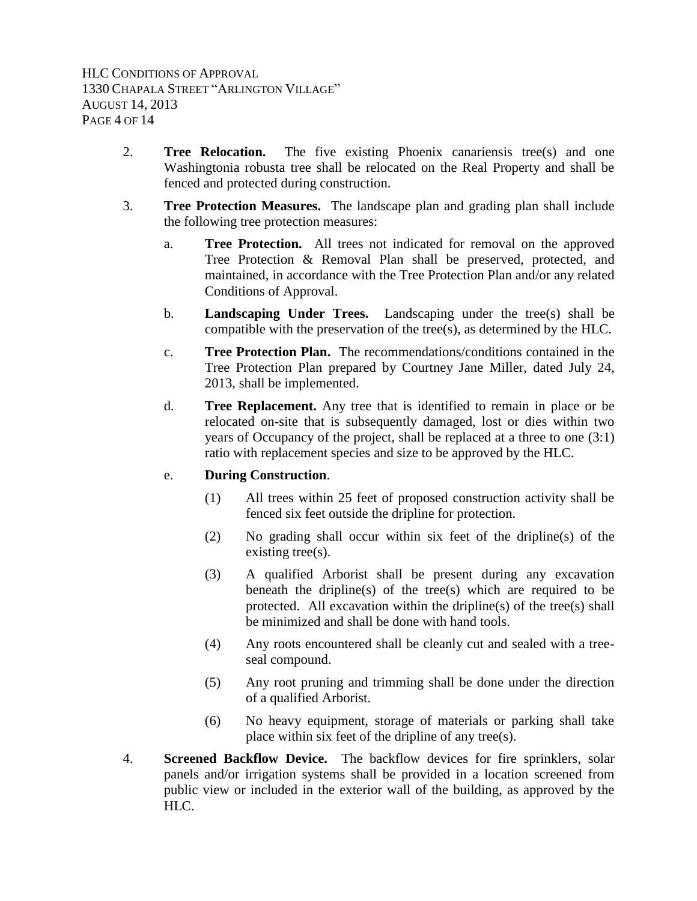2. **Tree Relocation.** The five existing Phoenix canariensis tree(s) and one Washingtonia robusta tree shall be relocated on the Real Property and shall be fenced and protected during construction.

3. **Tree Protection Measures.** The landscape plan and grading plan shall include the following tree protection measures:

   a. **Tree Protection.** All trees not indicated for removal on the approved Tree Protection & Removal Plan shall be preserved, protected, and maintained, in accordance with the Tree Protection Plan and/or any related Conditions of Approval.

   b. **Landscaping Under Trees.** Landscaping under the tree(s) shall be compatible with the preservation of the tree(s), as determined by the HLC.

   c. **Tree Protection Plan.** The recommendations/conditions contained in the Tree Protection Plan prepared by Courtney Jane Miller, dated July 24, 2013, shall be implemented.

   d. **Tree Replacement.** Any tree that is identified to remain in place or be relocated on-site that is subsequently damaged, lost or dies within two years of Occupancy of the project, shall be replaced at a three to one (3:1) ratio with replacement species and size to be approved by the HLC.

   e. **During Construction**.

      (1) All trees within 25 feet of proposed construction activity shall be fenced six feet outside the dripline for protection.

      (2) No grading shall occur within six feet of the dripline(s) of the existing tree(s).

      (3) A qualified Arborist shall be present during any excavation beneath the dripline(s) of the tree(s) which are required to be protected. All excavation within the dripline(s) of the tree(s) shall be minimized and shall be done with hand tools.

      (4) Any roots encountered shall be cleanly cut and sealed with a tree-seal compound.

      (5) Any root pruning and trimming shall be done under the direction of a qualified Arborist.

      (6) No heavy equipment, storage of materials or parking shall take place within six feet of the dripline of any tree(s).

4. **Screened Backflow Device.** The backflow devices for fire sprinklers, solar panels and/or irrigation systems shall be provided in a location screened from public view or included in the exterior wall of the building, as approved by the HLC.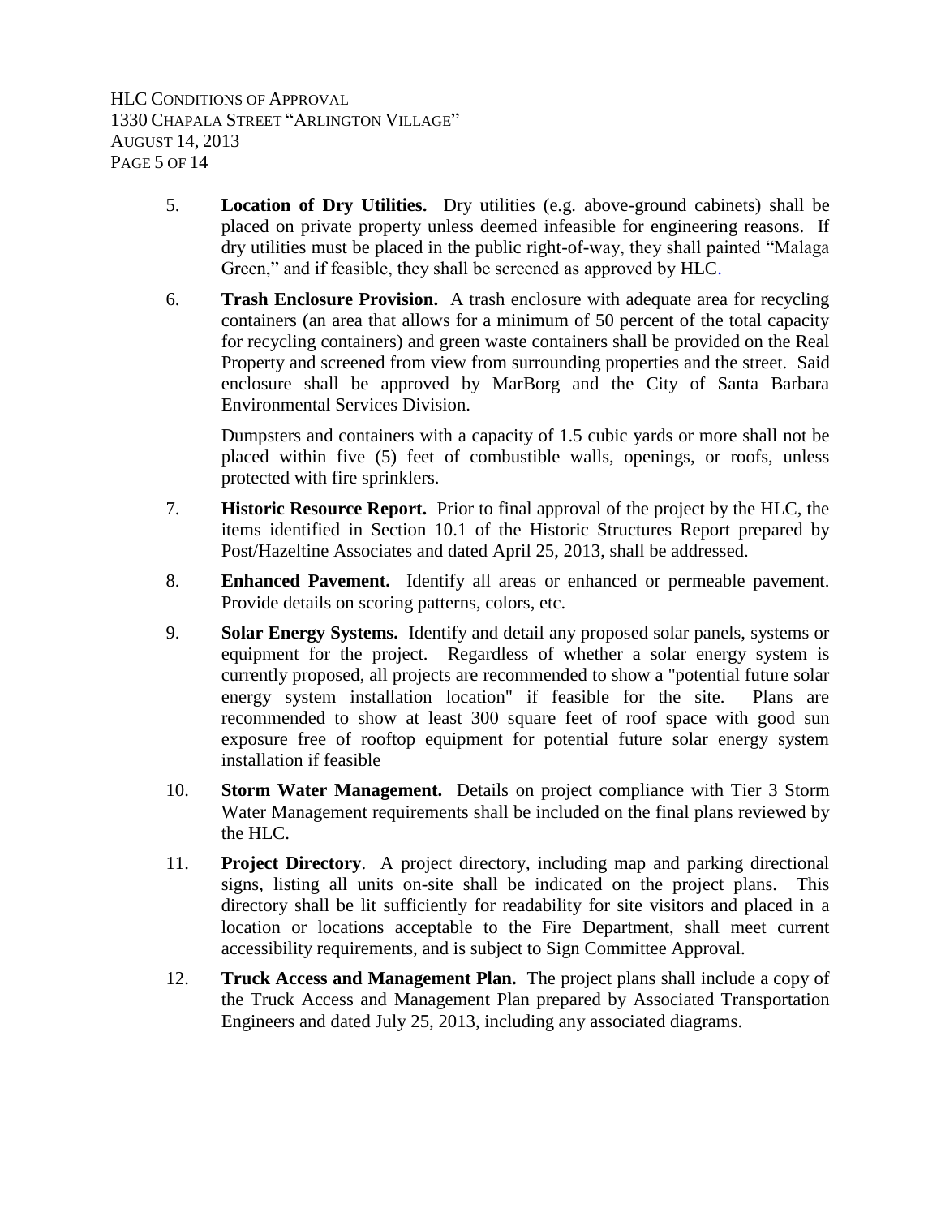5. **Location of Dry Utilities.** Dry utilities (e.g. above-ground cabinets) shall be placed on private property unless deemed infeasible for engineering reasons. If dry utilities must be placed in the public right-of-way, they shall painted "Malaga Green," and if feasible, they shall be screened as approved by HLC.

6. **Trash Enclosure Provision.** A trash enclosure with adequate area for recycling containers (an area that allows for a minimum of 50 percent of the total capacity for recycling containers) and green waste containers shall be provided on the Real Property and screened from view from surrounding properties and the street. Said enclosure shall be approved by MarBorg and the City of Santa Barbara Environmental Services Division.

   Dumpsters and containers with a capacity of 1.5 cubic yards or more shall not be placed within five (5) feet of combustible walls, openings, or roofs, unless protected with fire sprinklers.

7. **Historic Resource Report.** Prior to final approval of the project by the HLC, the items identified in Section 10.1 of the Historic Structures Report prepared by Post/Hazeltine Associates and dated April 25, 2013, shall be addressed.

8. **Enhanced Pavement.** Identify all areas or enhanced or permeable pavement. Provide details on scoring patterns, colors, etc.

9. **Solar Energy Systems.** Identify and detail any proposed solar panels, systems or equipment for the project. Regardless of whether a solar energy system is currently proposed, all projects are recommended to show a "potential future solar energy system installation location" if feasible for the site. Plans are recommended to show at least 300 square feet of roof space with good sun exposure free of rooftop equipment for potential future solar energy system installation if feasible

10. **Storm Water Management.** Details on project compliance with Tier 3 Storm Water Management requirements shall be included on the final plans reviewed by the HLC.

11. **Project Directory**. A project directory, including map and parking directional signs, listing all units on-site shall be indicated on the project plans. This directory shall be lit sufficiently for readability for site visitors and placed in a location or locations acceptable to the Fire Department, shall meet current accessibility requirements, and is subject to Sign Committee Approval.

12. **Truck Access and Management Plan.** The project plans shall include a copy of the Truck Access and Management Plan prepared by Associated Transportation Engineers and dated July 25, 2013, including any associated diagrams.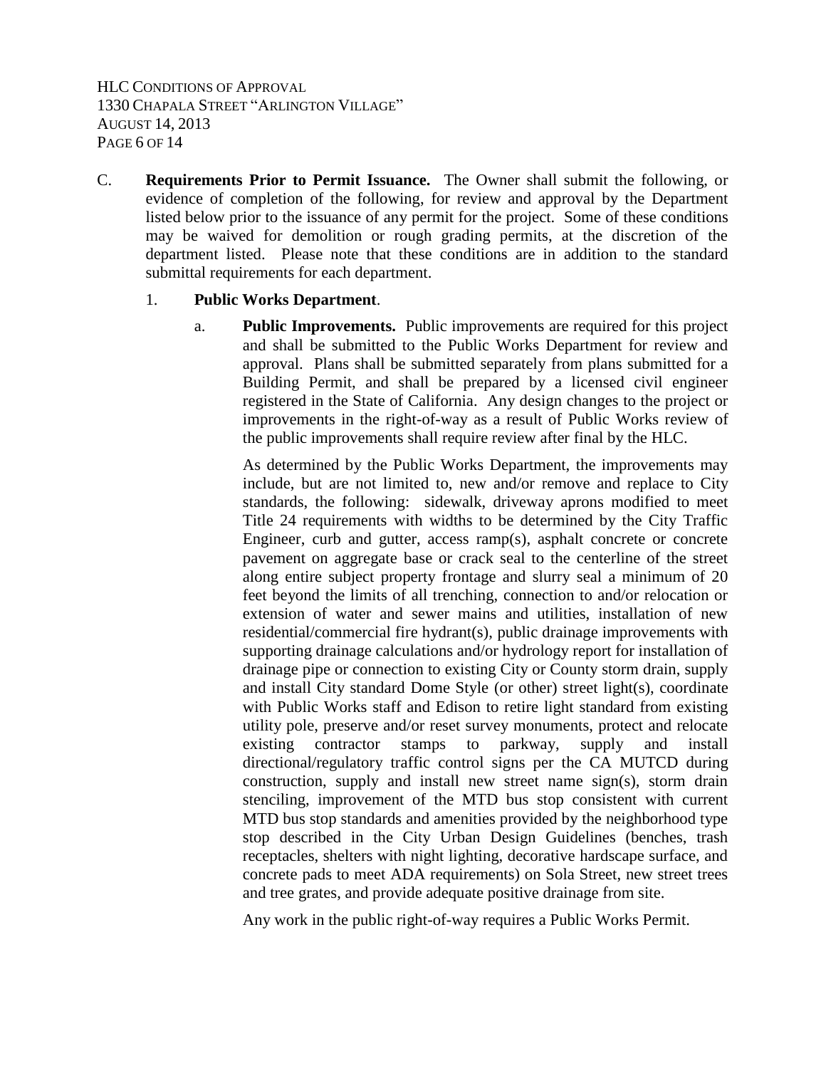C. **Requirements Prior to Permit Issuance.** The Owner shall submit the following, or evidence of completion of the following, for review and approval by the Department listed below prior to the issuance of any permit for the project. Some of these conditions may be waived for demolition or rough grading permits, at the discretion of the department listed. Please note that these conditions are in addition to the standard submittal requirements for each department.

1. **Public Works Department**.

   a. **Public Improvements.** Public improvements are required for this project and shall be submitted to the Public Works Department for review and approval. Plans shall be submitted separately from plans submitted for a Building Permit, and shall be prepared by a licensed civil engineer registered in the State of California. Any design changes to the project or improvements in the right-of-way as a result of Public Works review of the public improvements shall require review after final by the HLC.

   As determined by the Public Works Department, the improvements may include, but are not limited to, new and/or remove and replace to City standards, the following: sidewalk, driveway aprons modified to meet Title 24 requirements with widths to be determined by the City Traffic Engineer, curb and gutter, access ramp(s), asphalt concrete or concrete pavement on aggregate base or crack seal to the centerline of the street along entire subject property frontage and slurry seal a minimum of 20 feet beyond the limits of all trenching, connection to and/or relocation or extension of water and sewer mains and utilities, installation of new residential/commercial fire hydrant(s), public drainage improvements with supporting drainage calculations and/or hydrology report for installation of drainage pipe or connection to existing City or County storm drain, supply and install City standard Dome Style (or other) street light(s), coordinate with Public Works staff and Edison to retire light standard from existing utility pole, preserve and/or reset survey monuments, protect and relocate existing contractor stamps to parkway, supply and install directional/regulatory traffic control signs per the CA MUTCD during construction, supply and install new street name sign(s), storm drain stenciling, improvement of the MTD bus stop consistent with current MTD bus stop standards and amenities provided by the neighborhood type stop described in the City Urban Design Guidelines (benches, trash receptacles, shelters with night lighting, decorative hardscape surface, and concrete pads to meet ADA requirements) on Sola Street, new street trees and tree grates, and provide adequate positive drainage from site.

   Any work in the public right-of-way requires a Public Works Permit.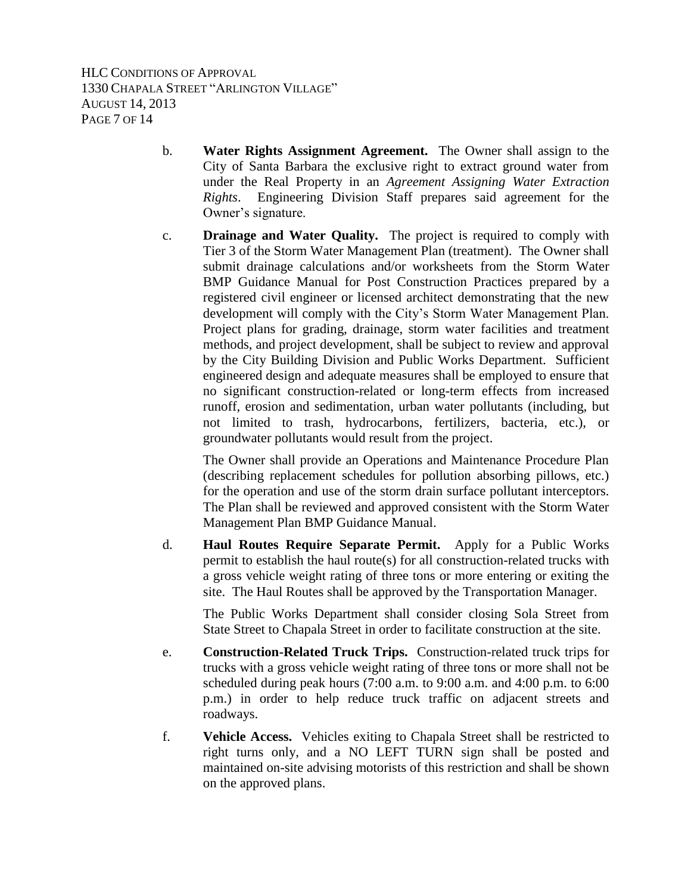b. **Water Rights Assignment Agreement.** The Owner shall assign to the City of Santa Barbara the exclusive right to extract ground water from under the Real Property in an *Agreement Assigning Water Extraction Rights*. Engineering Division Staff prepares said agreement for the Owner's signature.

c. **Drainage and Water Quality.** The project is required to comply with Tier 3 of the Storm Water Management Plan (treatment). The Owner shall submit drainage calculations and/or worksheets from the Storm Water BMP Guidance Manual for Post Construction Practices prepared by a registered civil engineer or licensed architect demonstrating that the new development will comply with the City's Storm Water Management Plan. Project plans for grading, drainage, storm water facilities and treatment methods, and project development, shall be subject to review and approval by the City Building Division and Public Works Department. Sufficient engineered design and adequate measures shall be employed to ensure that no significant construction-related or long-term effects from increased runoff, erosion and sedimentation, urban water pollutants (including, but not limited to trash, hydrocarbons, fertilizers, bacteria, etc.), or groundwater pollutants would result from the project.

   The Owner shall provide an Operations and Maintenance Procedure Plan (describing replacement schedules for pollution absorbing pillows, etc.) for the operation and use of the storm drain surface pollutant interceptors. The Plan shall be reviewed and approved consistent with the Storm Water Management Plan BMP Guidance Manual.

d. **Haul Routes Require Separate Permit.** Apply for a Public Works permit to establish the haul route(s) for all construction-related trucks with a gross vehicle weight rating of three tons or more entering or exiting the site. The Haul Routes shall be approved by the Transportation Manager.

   The Public Works Department shall consider closing Sola Street from State Street to Chapala Street in order to facilitate construction at the site.

e. **Construction-Related Truck Trips.** Construction-related truck trips for trucks with a gross vehicle weight rating of three tons or more shall not be scheduled during peak hours (7:00 a.m. to 9:00 a.m. and 4:00 p.m. to 6:00 p.m.) in order to help reduce truck traffic on adjacent streets and roadways.

f. **Vehicle Access.** Vehicles exiting to Chapala Street shall be restricted to right turns only, and a NO LEFT TURN sign shall be posted and maintained on-site advising motorists of this restriction and shall be shown on the approved plans.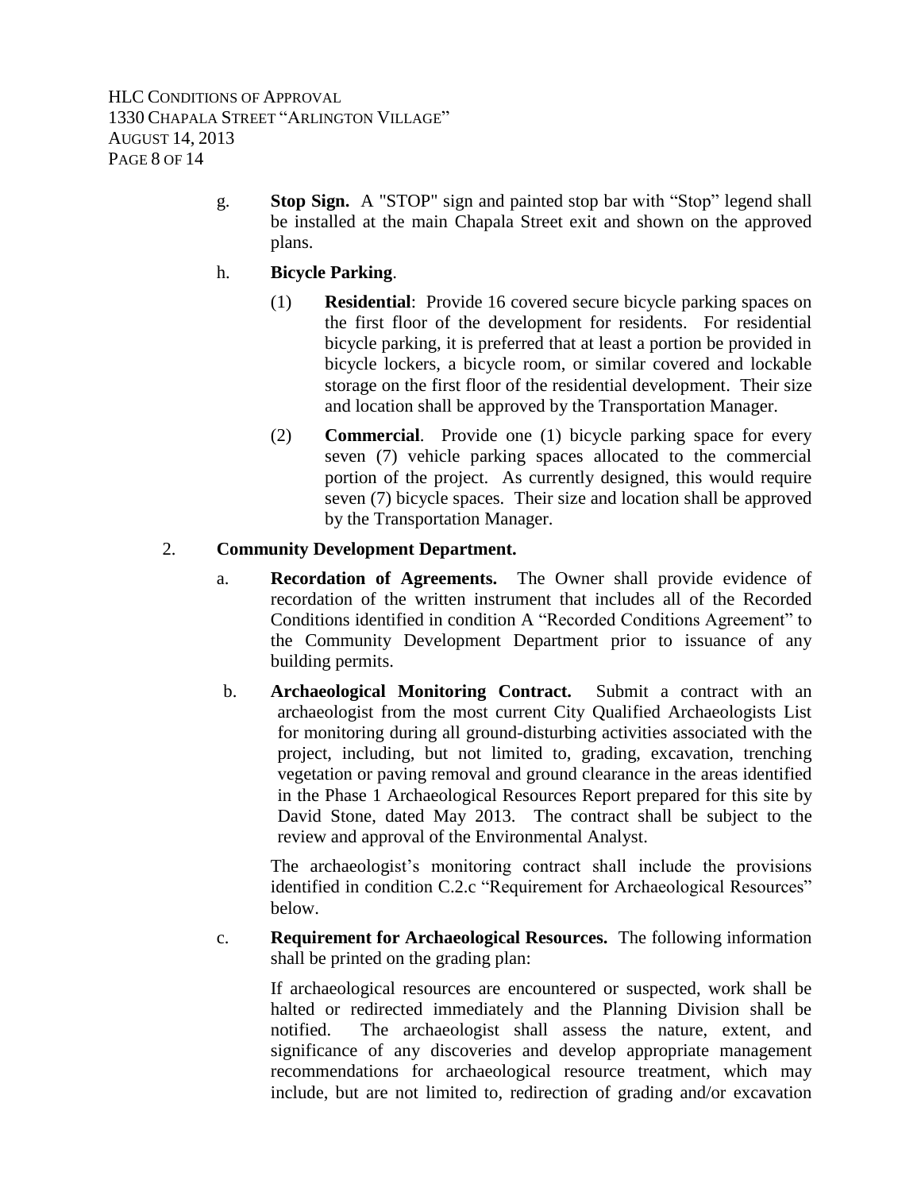g. **Stop Sign.** A "STOP" sign and painted stop bar with "Stop" legend shall be installed at the main Chapala Street exit and shown on the approved plans.

h. **Bicycle Parking**.

(1) **Residential**: Provide 16 covered secure bicycle parking spaces on the first floor of the development for residents. For residential bicycle parking, it is preferred that at least a portion be provided in bicycle lockers, a bicycle room, or similar covered and lockable storage on the first floor of the residential development. Their size and location shall be approved by the Transportation Manager.

(2) **Commercial**. Provide one (1) bicycle parking space for every seven (7) vehicle parking spaces allocated to the commercial portion of the project. As currently designed, this would require seven (7) bicycle spaces. Their size and location shall be approved by the Transportation Manager.

2. **Community Development Department.**

a. **Recordation of Agreements.** The Owner shall provide evidence of recordation of the written instrument that includes all of the Recorded Conditions identified in condition A "Recorded Conditions Agreement" to the Community Development Department prior to issuance of any building permits.

b. **Archaeological Monitoring Contract.** Submit a contract with an archaeologist from the most current City Qualified Archaeologists List for monitoring during all ground-disturbing activities associated with the project, including, but not limited to, grading, excavation, trenching vegetation or paving removal and ground clearance in the areas identified in the Phase 1 Archaeological Resources Report prepared for this site by David Stone, dated May 2013. The contract shall be subject to the review and approval of the Environmental Analyst.

The archaeologist's monitoring contract shall include the provisions identified in condition C.2.c "Requirement for Archaeological Resources" below.

c. **Requirement for Archaeological Resources.** The following information shall be printed on the grading plan:

If archaeological resources are encountered or suspected, work shall be halted or redirected immediately and the Planning Division shall be notified. The archaeologist shall assess the nature, extent, and significance of any discoveries and develop appropriate management recommendations for archaeological resource treatment, which may include, but are not limited to, redirection of grading and/or excavation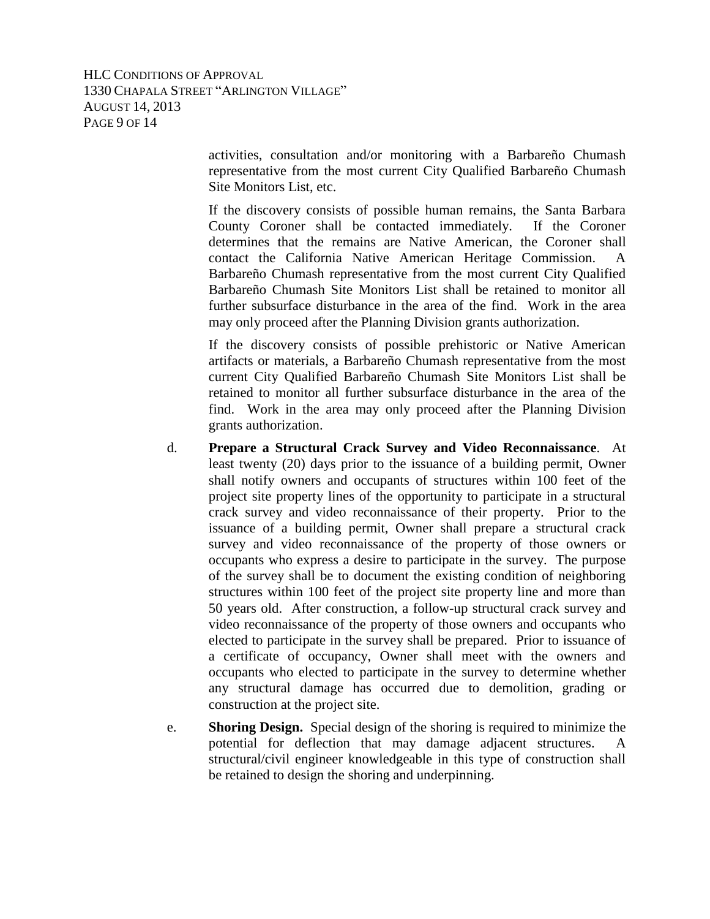activities, consultation and/or monitoring with a Barbareño Chumash representative from the most current City Qualified Barbareño Chumash Site Monitors List, etc.

If the discovery consists of possible human remains, the Santa Barbara County Coroner shall be contacted immediately. If the Coroner determines that the remains are Native American, the Coroner shall contact the California Native American Heritage Commission. A Barbareño Chumash representative from the most current City Qualified Barbareño Chumash Site Monitors List shall be retained to monitor all further subsurface disturbance in the area of the find. Work in the area may only proceed after the Planning Division grants authorization.

If the discovery consists of possible prehistoric or Native American artifacts or materials, a Barbareño Chumash representative from the most current City Qualified Barbareño Chumash Site Monitors List shall be retained to monitor all further subsurface disturbance in the area of the find. Work in the area may only proceed after the Planning Division grants authorization.

d. **Prepare a Structural Crack Survey and Video Reconnaissance**. At least twenty (20) days prior to the issuance of a building permit, Owner shall notify owners and occupants of structures within 100 feet of the project site property lines of the opportunity to participate in a structural crack survey and video reconnaissance of their property. Prior to the issuance of a building permit, Owner shall prepare a structural crack survey and video reconnaissance of the property of those owners or occupants who express a desire to participate in the survey. The purpose of the survey shall be to document the existing condition of neighboring structures within 100 feet of the project site property line and more than 50 years old. After construction, a follow-up structural crack survey and video reconnaissance of the property of those owners and occupants who elected to participate in the survey shall be prepared. Prior to issuance of a certificate of occupancy, Owner shall meet with the owners and occupants who elected to participate in the survey to determine whether any structural damage has occurred due to demolition, grading or construction at the project site.

e. **Shoring Design.** Special design of the shoring is required to minimize the potential for deflection that may damage adjacent structures. A structural/civil engineer knowledgeable in this type of construction shall be retained to design the shoring and underpinning.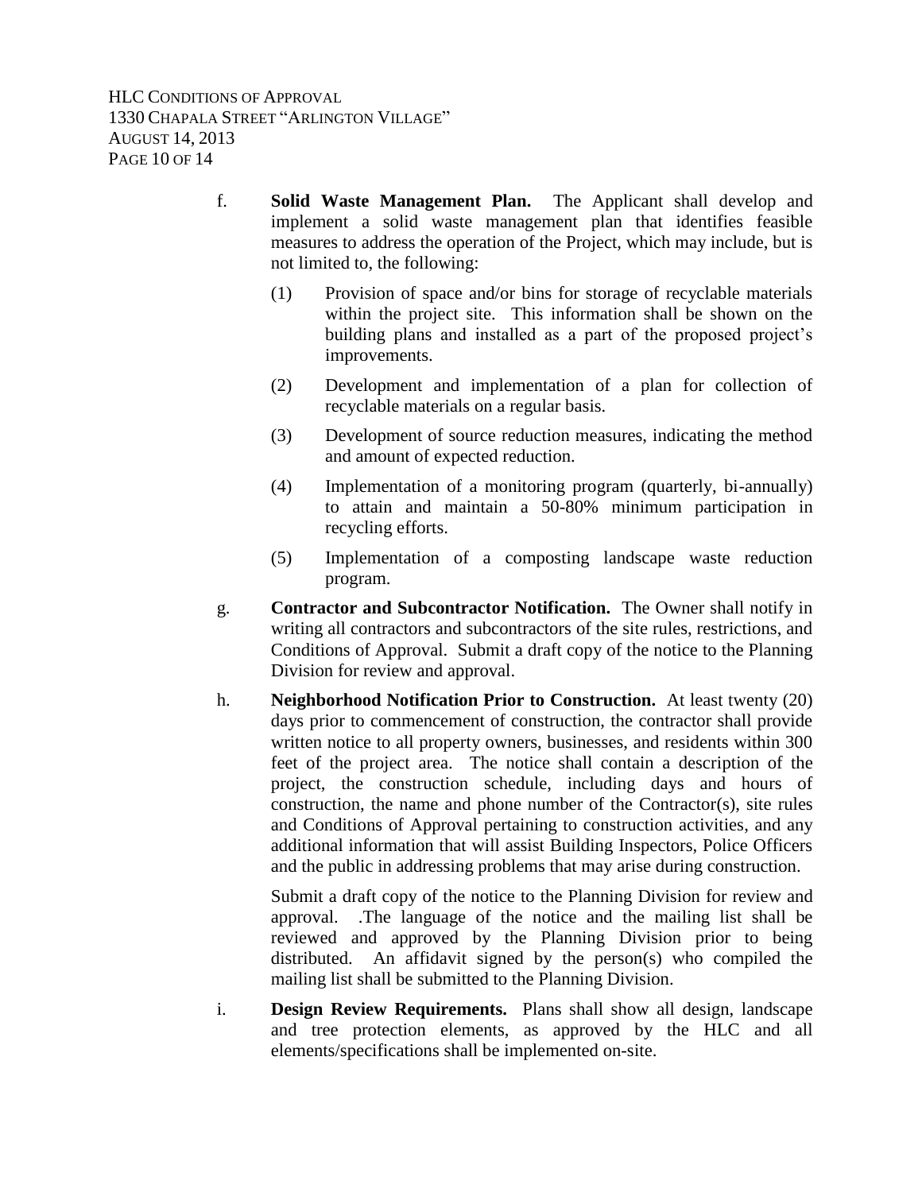f. **Solid Waste Management Plan.** The Applicant shall develop and implement a solid waste management plan that identifies feasible measures to address the operation of the Project, which may include, but is not limited to, the following:

(1) Provision of space and/or bins for storage of recyclable materials within the project site. This information shall be shown on the building plans and installed as a part of the proposed project's improvements.

(2) Development and implementation of a plan for collection of recyclable materials on a regular basis.

(3) Development of source reduction measures, indicating the method and amount of expected reduction.

(4) Implementation of a monitoring program (quarterly, bi-annually) to attain and maintain a 50-80% minimum participation in recycling efforts.

(5) Implementation of a composting landscape waste reduction program.

g. **Contractor and Subcontractor Notification.** The Owner shall notify in writing all contractors and subcontractors of the site rules, restrictions, and Conditions of Approval. Submit a draft copy of the notice to the Planning Division for review and approval.

h. **Neighborhood Notification Prior to Construction.** At least twenty (20) days prior to commencement of construction, the contractor shall provide written notice to all property owners, businesses, and residents within 300 feet of the project area. The notice shall contain a description of the project, the construction schedule, including days and hours of construction, the name and phone number of the Contractor(s), site rules and Conditions of Approval pertaining to construction activities, and any additional information that will assist Building Inspectors, Police Officers and the public in addressing problems that may arise during construction.

Submit a draft copy of the notice to the Planning Division for review and approval. .The language of the notice and the mailing list shall be reviewed and approved by the Planning Division prior to being distributed. An affidavit signed by the person(s) who compiled the mailing list shall be submitted to the Planning Division.

i. **Design Review Requirements.** Plans shall show all design, landscape and tree protection elements, as approved by the HLC and all elements/specifications shall be implemented on-site.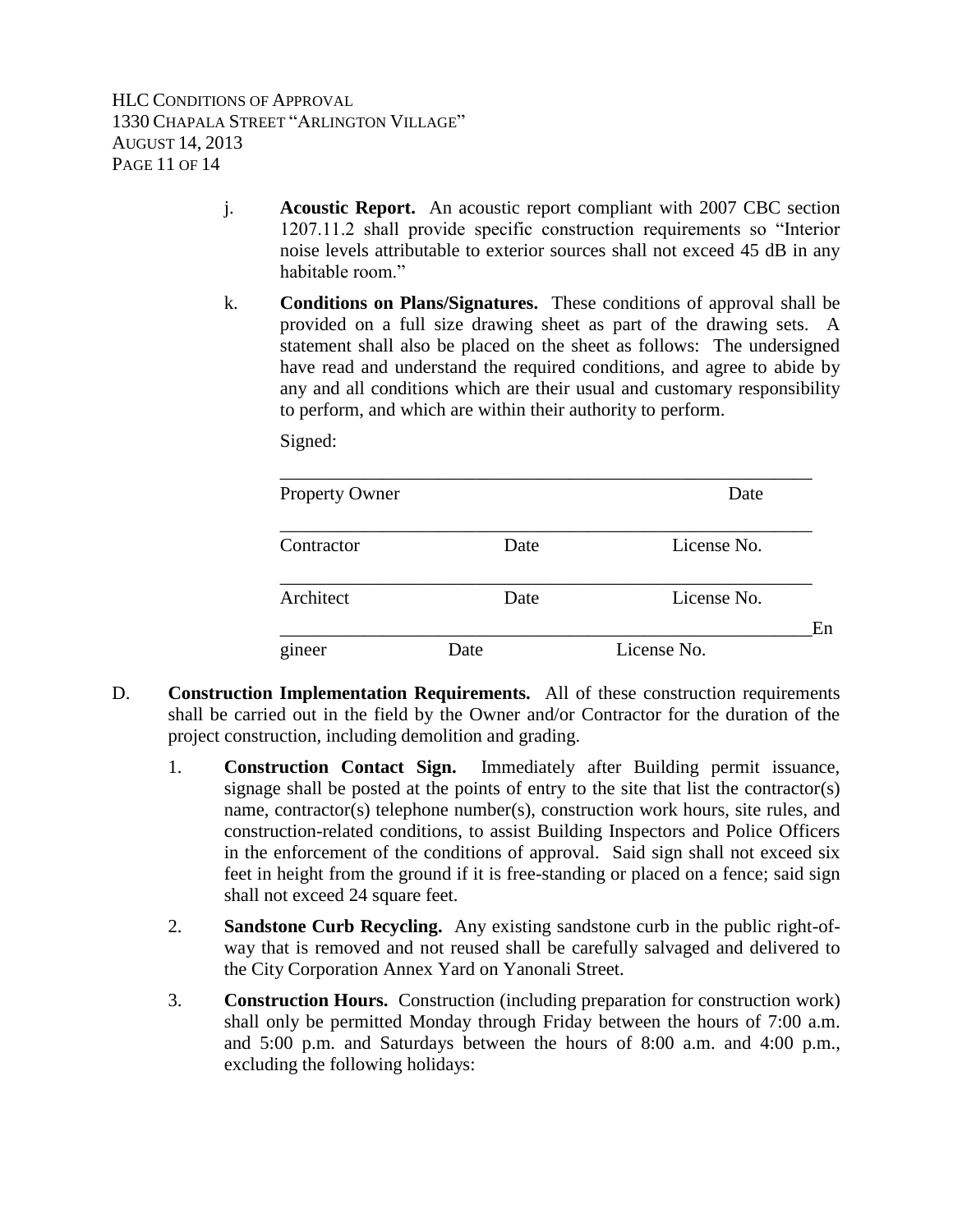j. **Acoustic Report.** An acoustic report compliant with 2007 CBC section 1207.11.2 shall provide specific construction requirements so "Interior noise levels attributable to exterior sources shall not exceed 45 dB in any habitable room."

k. **Conditions on Plans/Signatures.** These conditions of approval shall be provided on a full size drawing sheet as part of the drawing sets. A statement shall also be placed on the sheet as follows: The undersigned have read and understand the required conditions, and agree to abide by any and all conditions which are their usual and customary responsibility to perform, and which are within their authority to perform.

Signed:

\_\_\_\_\_\_\_\_\_\_\_\_\_\_\_\_\_\_\_\_\_\_\_\_\_\_\_\_\_\_\_\_\_\_\_\_\_\_\_\_\_\_\_\_\_\_\_\_\_\_\_\_\_\_\_\_\_\_

Property Owner Date

\_\_\_\_\_\_\_\_\_\_\_\_\_\_\_\_\_\_\_\_\_\_\_\_\_\_\_\_\_\_\_\_\_\_\_\_\_\_\_\_\_\_\_\_\_\_\_\_\_\_\_\_\_\_\_\_\_\_

Contractor Date License No.

\_\_\_\_\_\_\_\_\_\_\_\_\_\_\_\_\_\_\_\_\_\_\_\_\_\_\_\_\_\_\_\_\_\_\_\_\_\_\_\_\_\_\_\_\_\_\_\_\_\_\_\_\_\_\_\_\_\_

Architect Date License No.

\_\_\_\_\_\_\_\_\_\_\_\_\_\_\_\_\_\_\_\_\_\_\_\_\_\_\_\_\_\_\_\_\_\_\_\_\_\_\_\_\_\_\_\_\_\_\_\_\_\_\_\_\_\_\_\_\_\_

Engineer Date License No.

D. **Construction Implementation Requirements.** All of these construction requirements shall be carried out in the field by the Owner and/or Contractor for the duration of the project construction, including demolition and grading.

1. **Construction Contact Sign.** Immediately after Building permit issuance, signage shall be posted at the points of entry to the site that list the contractor(s) name, contractor(s) telephone number(s), construction work hours, site rules, and construction-related conditions, to assist Building Inspectors and Police Officers in the enforcement of the conditions of approval. Said sign shall not exceed six feet in height from the ground if it is free-standing or placed on a fence; said sign shall not exceed 24 square feet.

2. **Sandstone Curb Recycling.** Any existing sandstone curb in the public right-of-way that is removed and not reused shall be carefully salvaged and delivered to the City Corporation Annex Yard on Yanonali Street.

3. **Construction Hours.** Construction (including preparation for construction work) shall only be permitted Monday through Friday between the hours of 7:00 a.m. and 5:00 p.m. and Saturdays between the hours of 8:00 a.m. and 4:00 p.m., excluding the following holidays: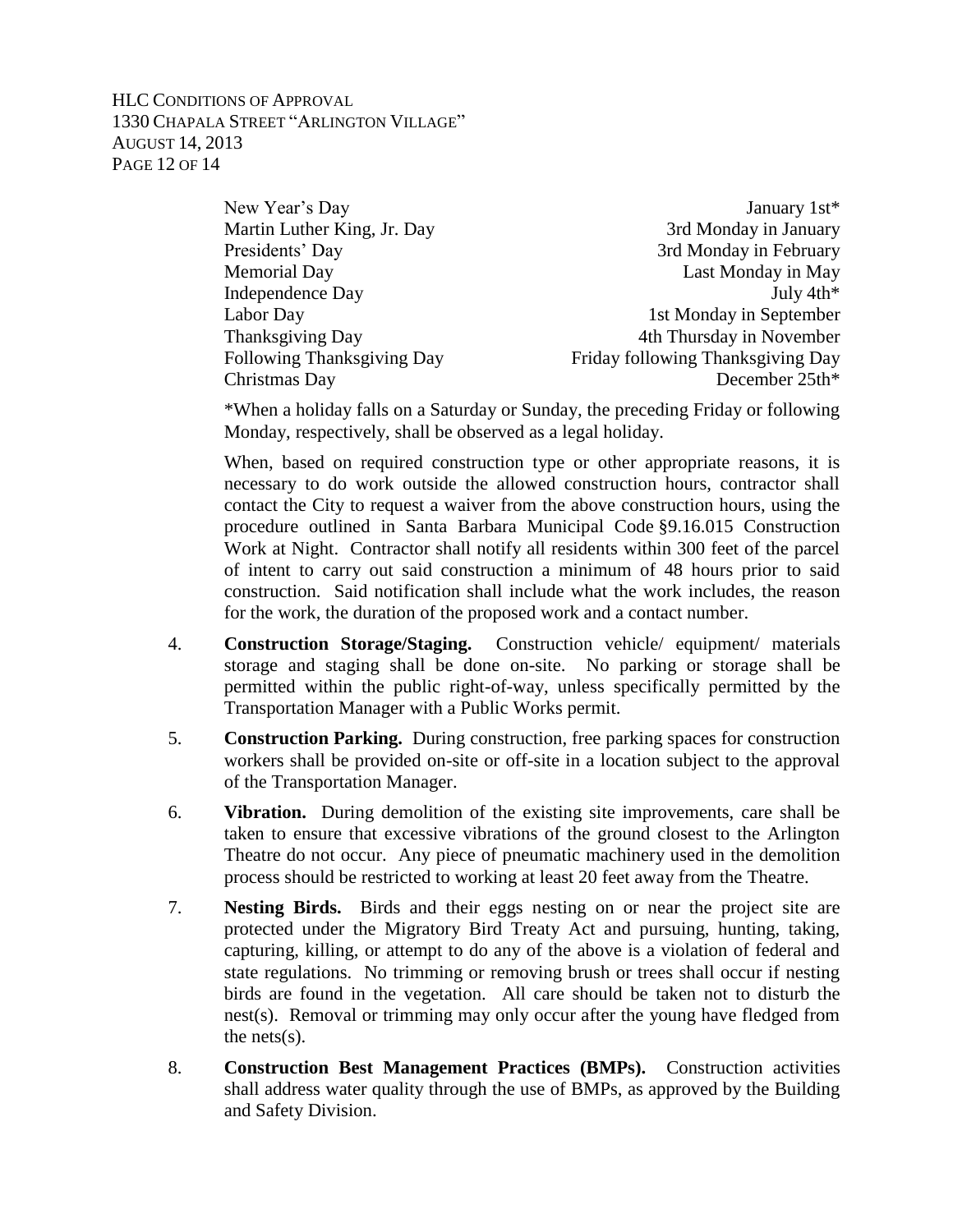| | |
|---|---|
| New Year's Day | January 1st* |
| Martin Luther King, Jr. Day | 3rd Monday in January |
| Presidents' Day | 3rd Monday in February |
| Memorial Day | Last Monday in May |
| Independence Day | July 4th* |
| Labor Day | 1st Monday in September |
| Thanksgiving Day | 4th Thursday in November |
| Following Thanksgiving Day | Friday following Thanksgiving Day |
| Christmas Day | December 25th* |

*When a holiday falls on a Saturday or Sunday, the preceding Friday or following Monday, respectively, shall be observed as a legal holiday.

When, based on required construction type or other appropriate reasons, it is necessary to do work outside the allowed construction hours, contractor shall contact the City to request a waiver from the above construction hours, using the procedure outlined in Santa Barbara Municipal Code §9.16.015 Construction Work at Night. Contractor shall notify all residents within 300 feet of the parcel of intent to carry out said construction a minimum of 48 hours prior to said construction. Said notification shall include what the work includes, the reason for the work, the duration of the proposed work and a contact number.

4. **Construction Storage/Staging.** Construction vehicle/ equipment/ materials storage and staging shall be done on-site. No parking or storage shall be permitted within the public right-of-way, unless specifically permitted by the Transportation Manager with a Public Works permit.

5. **Construction Parking.** During construction, free parking spaces for construction workers shall be provided on-site or off-site in a location subject to the approval of the Transportation Manager.

6. **Vibration.** During demolition of the existing site improvements, care shall be taken to ensure that excessive vibrations of the ground closest to the Arlington Theatre do not occur. Any piece of pneumatic machinery used in the demolition process should be restricted to working at least 20 feet away from the Theatre.

7. **Nesting Birds.** Birds and their eggs nesting on or near the project site are protected under the Migratory Bird Treaty Act and pursuing, hunting, taking, capturing, killing, or attempt to do any of the above is a violation of federal and state regulations. No trimming or removing brush or trees shall occur if nesting birds are found in the vegetation. All care should be taken not to disturb the nest(s). Removal or trimming may only occur after the young have fledged from the nets(s).

8. **Construction Best Management Practices (BMPs).** Construction activities shall address water quality through the use of BMPs, as approved by the Building and Safety Division.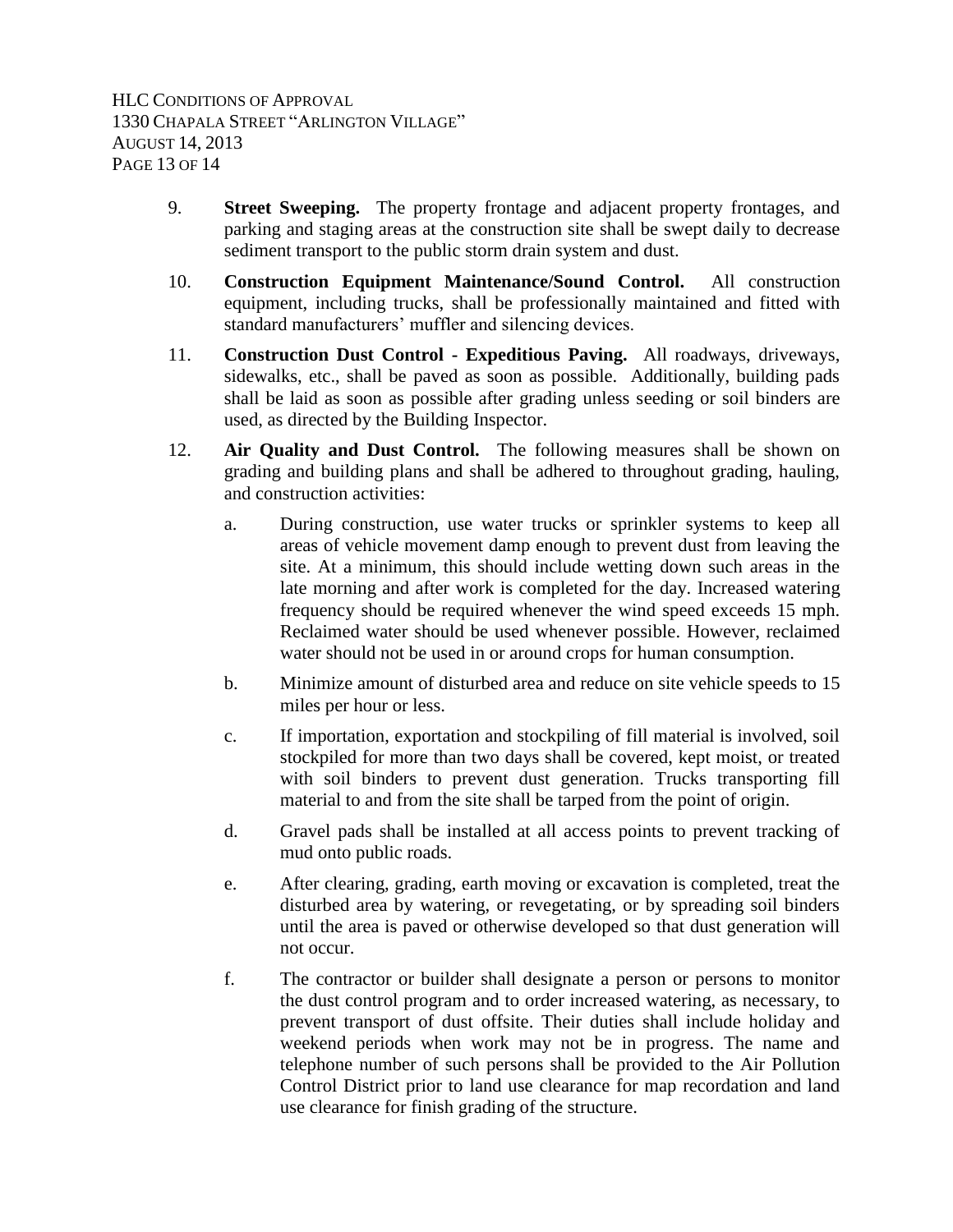9. **Street Sweeping.** The property frontage and adjacent property frontages, and parking and staging areas at the construction site shall be swept daily to decrease sediment transport to the public storm drain system and dust.

10. **Construction Equipment Maintenance/Sound Control.** All construction equipment, including trucks, shall be professionally maintained and fitted with standard manufacturers' muffler and silencing devices.

11. **Construction Dust Control - Expeditious Paving.** All roadways, driveways, sidewalks, etc., shall be paved as soon as possible. Additionally, building pads shall be laid as soon as possible after grading unless seeding or soil binders are used, as directed by the Building Inspector.

12. **Air Quality and Dust Control.** The following measures shall be shown on grading and building plans and shall be adhered to throughout grading, hauling, and construction activities:

    a. During construction, use water trucks or sprinkler systems to keep all areas of vehicle movement damp enough to prevent dust from leaving the site. At a minimum, this should include wetting down such areas in the late morning and after work is completed for the day. Increased watering frequency should be required whenever the wind speed exceeds 15 mph. Reclaimed water should be used whenever possible. However, reclaimed water should not be used in or around crops for human consumption.

    b. Minimize amount of disturbed area and reduce on site vehicle speeds to 15 miles per hour or less.

    c. If importation, exportation and stockpiling of fill material is involved, soil stockpiled for more than two days shall be covered, kept moist, or treated with soil binders to prevent dust generation. Trucks transporting fill material to and from the site shall be tarped from the point of origin.

    d. Gravel pads shall be installed at all access points to prevent tracking of mud onto public roads.

    e. After clearing, grading, earth moving or excavation is completed, treat the disturbed area by watering, or revegetating, or by spreading soil binders until the area is paved or otherwise developed so that dust generation will not occur.

    f. The contractor or builder shall designate a person or persons to monitor the dust control program and to order increased watering, as necessary, to prevent transport of dust offsite. Their duties shall include holiday and weekend periods when work may not be in progress. The name and telephone number of such persons shall be provided to the Air Pollution Control District prior to land use clearance for map recordation and land use clearance for finish grading of the structure.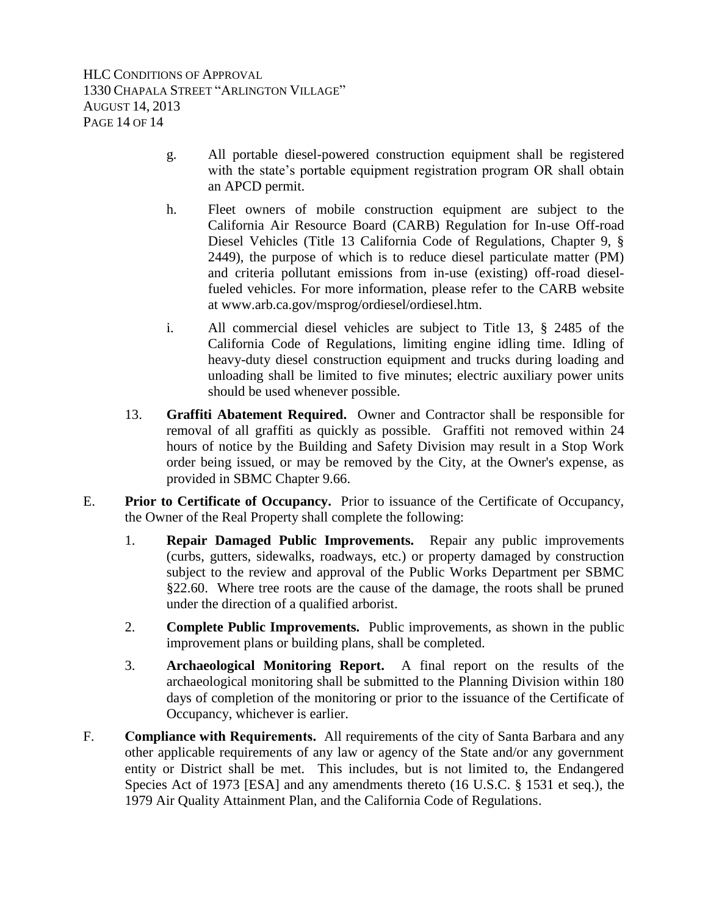g. All portable diesel-powered construction equipment shall be registered with the state's portable equipment registration program OR shall obtain an APCD permit.

h. Fleet owners of mobile construction equipment are subject to the California Air Resource Board (CARB) Regulation for In-use Off-road Diesel Vehicles (Title 13 California Code of Regulations, Chapter 9, § 2449), the purpose of which is to reduce diesel particulate matter (PM) and criteria pollutant emissions from in-use (existing) off-road diesel-fueled vehicles. For more information, please refer to the CARB website at www.arb.ca.gov/msprog/ordiesel/ordiesel.htm.

i. All commercial diesel vehicles are subject to Title 13, § 2485 of the California Code of Regulations, limiting engine idling time. Idling of heavy-duty diesel construction equipment and trucks during loading and unloading shall be limited to five minutes; electric auxiliary power units should be used whenever possible.

13. **Graffiti Abatement Required.** Owner and Contractor shall be responsible for removal of all graffiti as quickly as possible. Graffiti not removed within 24 hours of notice by the Building and Safety Division may result in a Stop Work order being issued, or may be removed by the City, at the Owner's expense, as provided in SBMC Chapter 9.66.

E. **Prior to Certificate of Occupancy.** Prior to issuance of the Certificate of Occupancy, the Owner of the Real Property shall complete the following:

1. **Repair Damaged Public Improvements.** Repair any public improvements (curbs, gutters, sidewalks, roadways, etc.) or property damaged by construction subject to the review and approval of the Public Works Department per SBMC §22.60. Where tree roots are the cause of the damage, the roots shall be pruned under the direction of a qualified arborist.

2. **Complete Public Improvements.** Public improvements, as shown in the public improvement plans or building plans, shall be completed.

3. **Archaeological Monitoring Report.** A final report on the results of the archaeological monitoring shall be submitted to the Planning Division within 180 days of completion of the monitoring or prior to the issuance of the Certificate of Occupancy, whichever is earlier.

F. **Compliance with Requirements.** All requirements of the city of Santa Barbara and any other applicable requirements of any law or agency of the State and/or any government entity or District shall be met. This includes, but is not limited to, the Endangered Species Act of 1973 [ESA] and any amendments thereto (16 U.S.C. § 1531 et seq.), the 1979 Air Quality Attainment Plan, and the California Code of Regulations.